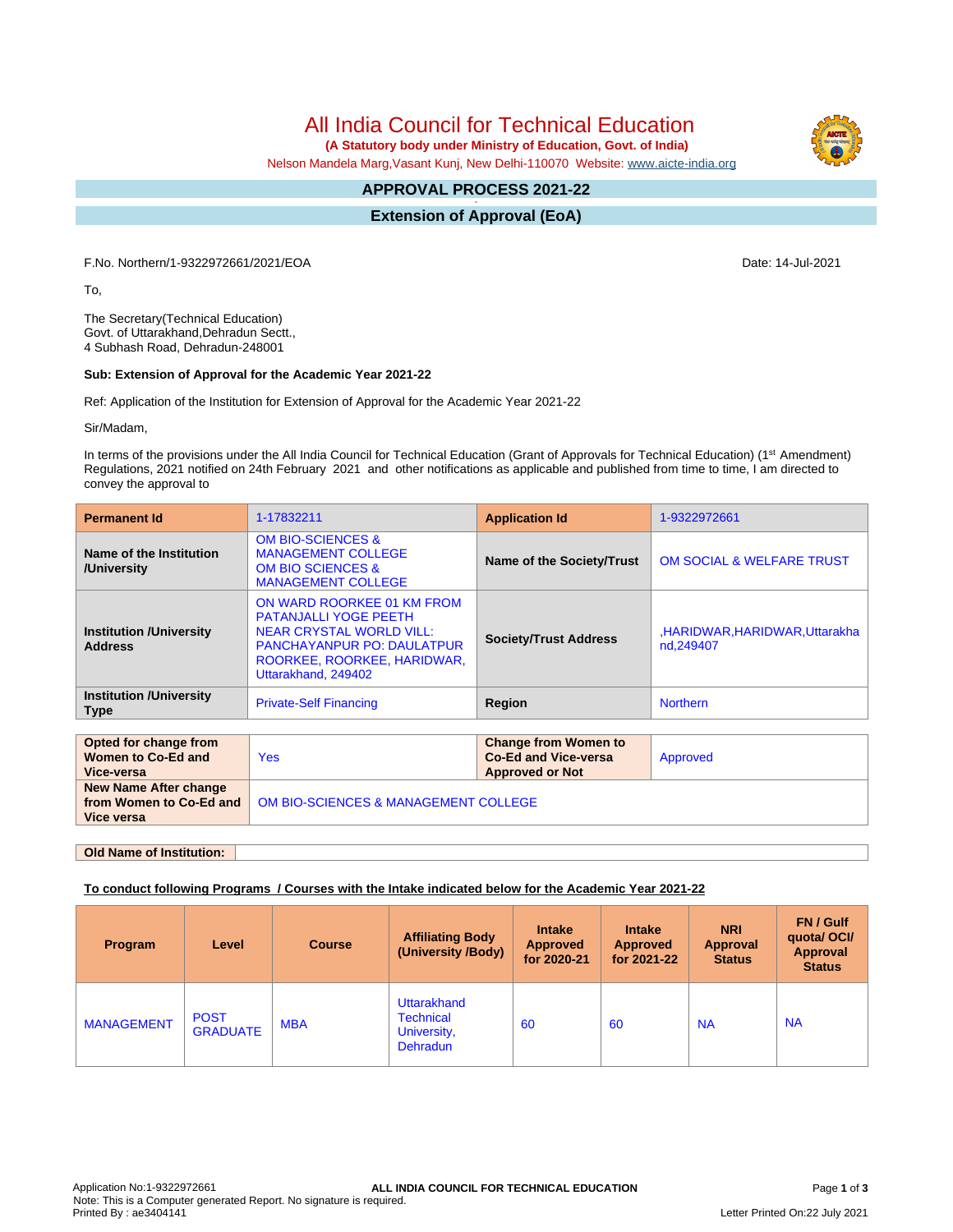# All India Council for Technical Education

**(A Statutory body under Ministry of Education, Govt. of India)**

Nelson Mandela Marg,Vasant Kunj, New Delhi-110070 Website: www.aicte-india.org

## APPROVAL PROCESS 2021-22

## Extension of Approval (EoA)

F.No. Northern/1-9322972661/2021/EOA

Date: 14-Jul-2021

To,

The Secretary(Technical Education)
Govt. of Uttarakhand,Dehradun Sectt.,
4 Subhash Road, Dehradun-248001

**Sub: Extension of Approval for the Academic Year 2021-22**

Ref: Application of the Institution for Extension of Approval for the Academic Year 2021-22

Sir/Madam,

In terms of the provisions under the All India Council for Technical Education (Grant of Approvals for Technical Education) (1st Amendment) Regulations, 2021 notified on 24th February 2021 and other notifications as applicable and published from time to time, I am directed to convey the approval to

| **Permanent Id** | 1-17832211 | **Application Id** | 1-9322972661 |
|---|---|---|---|
| **Name of the Institution /University** | OM BIO-SCIENCES & MANAGEMENT COLLEGE OM BIO SCIENCES & MANAGEMENT COLLEGE | **Name of the Society/Trust** | OM SOCIAL & WELFARE TRUST |
| **Institution /University Address** | ON WARD ROORKEE 01 KM FROM PATANJALLI YOGE PEETH NEAR CRYSTAL WORLD VILL: PANCHAYANPUR PO: DAULATPUR ROORKEE, ROORKEE, HARIDWAR, Uttarakhand, 249402 | **Society/Trust Address** | ,HARIDWAR,HARIDWAR,Uttarakhand,249407 |
| **Institution /University Type** | Private-Self Financing | **Region** | Northern |

| **Opted for change from Women to Co-Ed and Vice-versa** | Yes | **Change from Women to Co-Ed and Vice-versa Approved or Not** | Approved |
|---|---|---|---|
| **New Name After change from Women to Co-Ed and Vice versa** | OM BIO-SCIENCES & MANAGEMENT COLLEGE | | |

| **Old Name of Institution:** | |
|---|---|

**To conduct following Programs / Courses with the Intake indicated below for the Academic Year 2021-22**

| Program | Level | Course | Affiliating Body (University /Body) | Intake Approved for 2020-21 | Intake Approved for 2021-22 | NRI Approval Status | FN / Gulf quota/ OCI/ Approval Status |
|---|---|---|---|---|---|---|---|
| MANAGEMENT | POST GRADUATE | MBA | Uttarakhand Technical University, Dehradun | 60 | 60 | NA | NA |

Application No:1-9322972661
Note: This is a Computer generated Report. No signature is required.
Printed By : ae3404141

Letter Printed On:22 July 2021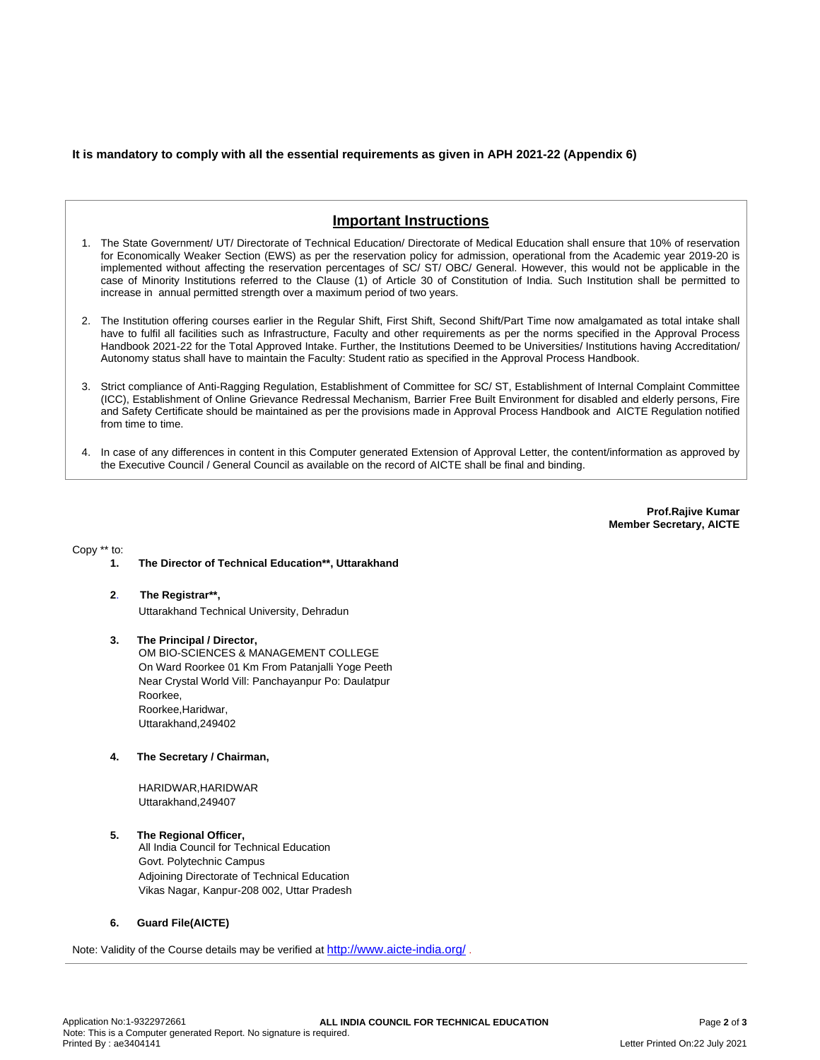**It is mandatory to comply with all the essential requirements as given in APH 2021-22 (Appendix 6)**

## Important Instructions

1. The State Government/ UT/ Directorate of Technical Education/ Directorate of Medical Education shall ensure that 10% of reservation for Economically Weaker Section (EWS) as per the reservation policy for admission, operational from the Academic year 2019-20 is implemented without affecting the reservation percentages of SC/ ST/ OBC/ General. However, this would not be applicable in the case of Minority Institutions referred to the Clause (1) of Article 30 of Constitution of India. Such Institution shall be permitted to increase in annual permitted strength over a maximum period of two years.

2. The Institution offering courses earlier in the Regular Shift, First Shift, Second Shift/Part Time now amalgamated as total intake shall have to fulfil all facilities such as Infrastructure, Faculty and other requirements as per the norms specified in the Approval Process Handbook 2021-22 for the Total Approved Intake. Further, the Institutions Deemed to be Universities/ Institutions having Accreditation/ Autonomy status shall have to maintain the Faculty: Student ratio as specified in the Approval Process Handbook.

3. Strict compliance of Anti-Ragging Regulation, Establishment of Committee for SC/ ST, Establishment of Internal Complaint Committee (ICC), Establishment of Online Grievance Redressal Mechanism, Barrier Free Built Environment for disabled and elderly persons, Fire and Safety Certificate should be maintained as per the provisions made in Approval Process Handbook and AICTE Regulation notified from time to time.

4. In case of any differences in content in this Computer generated Extension of Approval Letter, the content/information as approved by the Executive Council / General Council as available on the record of AICTE shall be final and binding.

**Prof.Rajive Kumar**
**Member Secretary, AICTE**

Copy ** to:

1. **The Director of Technical Education**, Uttarakhand**

2. **The Registrar**,**
   Uttarakhand Technical University, Dehradun

3. **The Principal / Director,**
   OM BIO-SCIENCES & MANAGEMENT COLLEGE
   On Ward Roorkee 01 Km From Patanjalli Yoge Peeth
   Near Crystal World Vill: Panchayanpur Po: Daulatpur
   Roorkee,
   Roorkee,Haridwar,
   Uttarakhand,249402

4. **The Secretary / Chairman,**

   HARIDWAR,HARIDWAR
   Uttarakhand,249407

5. **The Regional Officer,**
   All India Council for Technical Education
   Govt. Polytechnic Campus
   Adjoining Directorate of Technical Education
   Vikas Nagar, Kanpur-208 002, Uttar Pradesh

6. **Guard File(AICTE)**

Note: Validity of the Course details may be verified at http://www.aicte-india.org/ .

Application No:1-9322972661
Note: This is a Computer generated Report. No signature is required.
Printed By : ae3404141
Letter Printed On:22 July 2021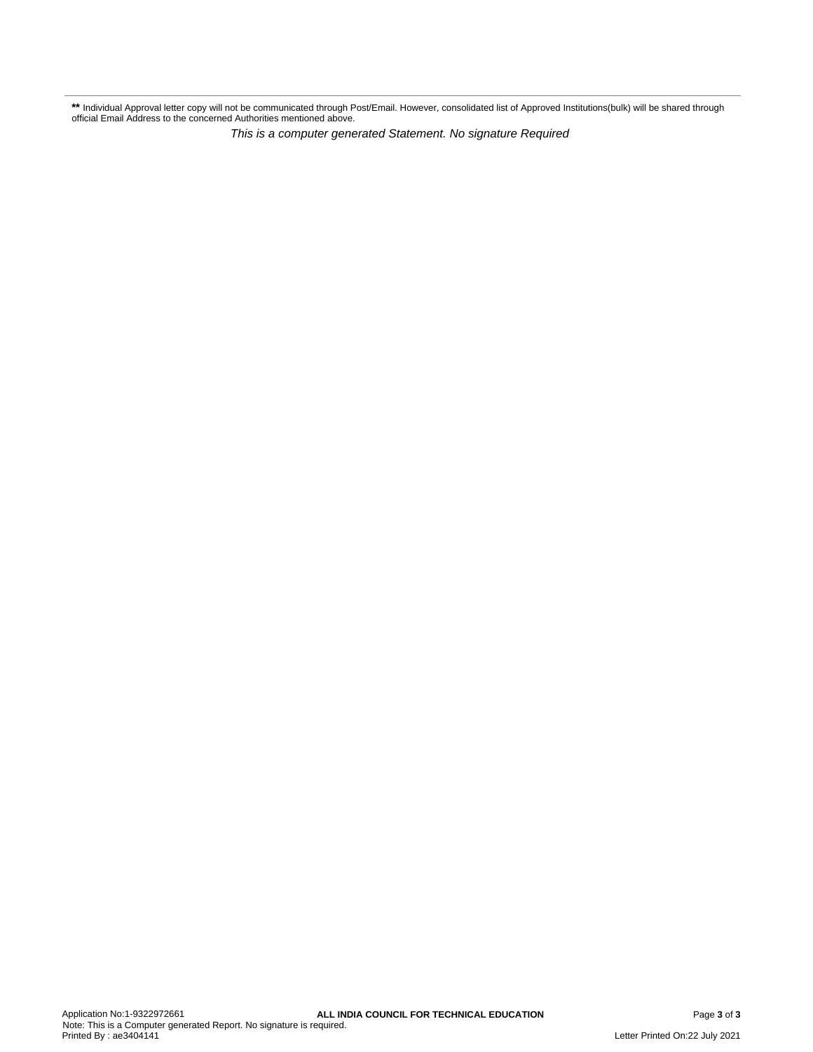** Individual Approval letter copy will not be communicated through Post/Email. However, consolidated list of Approved Institutions(bulk) will be shared through official Email Address to the concerned Authorities mentioned above.

*This is a computer generated Statement. No signature Required*